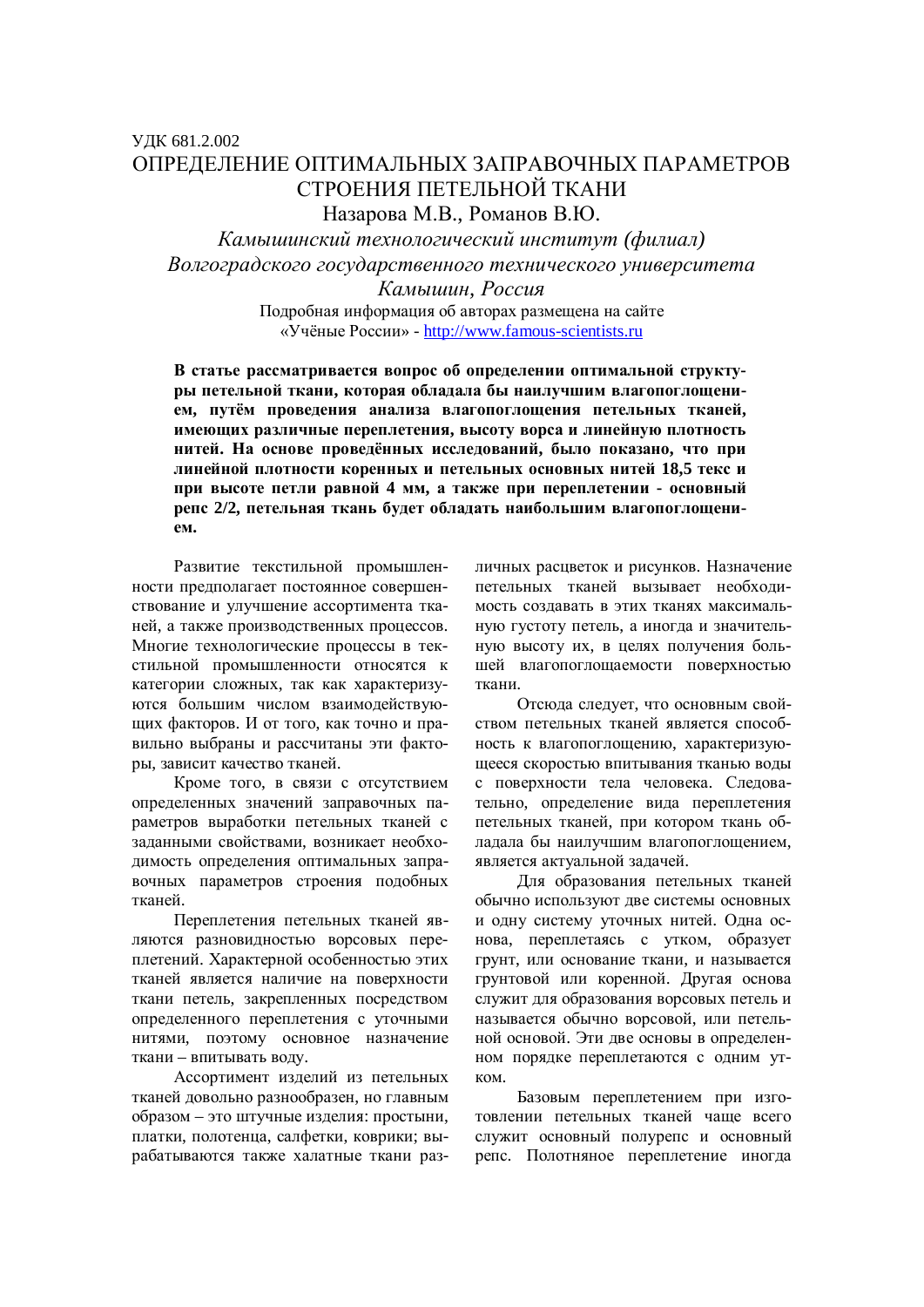УДК 681.2.002

# ОПРЕДЕЛЕНИЕ ОПТИМАЛЬНЫХ ЗАПРАВОЧНЫХ ПАРАМЕТРОВ СТРОЕНИЯ ПЕТЕЛЬНОЙ ТКАНИ

Назарова М.В., Романов В.Ю.

*Камышинский технологический институт (филиал) Волгоградского государственного технического университета Камышин, Россия*

Подробная информация об авторах размещена на сайте «Учёные России» - http://www.famous-scientists.ru

**В статье рассматривается вопрос об определении оптимальной структуры петельной ткани, которая обладала бы наилучшим влагопоглощением, путём проведения анализа влагопоглощения петельных тканей, имеющих различные переплетения, высоту ворса и линейную плотность нитей. На основе проведённых исследований, было показано, что при линейной плотности коренных и петельных основных нитей 18,5 текс и при высоте петли равной 4 мм, а также при переплетении - основный репс 2/2, петельная ткань будет обладать наибольшим влагопоглощением.**

Развитие текстильной промышленности предполагает постоянное совершенствование и улучшение ассортимента тканей, а также производственных процессов. Многие технологические процессы в текстильной промышленности относятся к категории сложных, так как характеризуются большим числом взаимодействующих факторов. И от того, как точно и правильно выбраны и рассчитаны эти факторы, зависит качество тканей.

Кроме того, в связи с отсутствием определенных значений заправочных параметров выработки петельных тканей с заданными свойствами, возникает необходимость определения оптимальных заправочных параметров строения подобных тканей.

Переплетения петельных тканей являются разновидностью ворсовых переплетений. Характерной особенностью этих тканей является наличие на поверхности ткани петель, закрепленных посредством определенного переплетения с уточными нитями, поэтому основное назначение ткани – впитывать воду.

Ассортимент изделий из петельных тканей довольно разнообразен, но главным образом – это штучные изделия: простыни, платки, полотенца, салфетки, коврики; вырабатываются также халатные ткани различных расцветок и рисунков. Назначение петельных тканей вызывает необходимость создавать в этих тканях максимальную густоту петель, а иногда и значительную высоту их, в целях получения большей влагопоглощаемости поверхностью ткани.

Отсюда следует, что основным свойством петельных тканей является способность к влагопоглощению, характеризующееся скоростью впитывания тканью воды с поверхности тела человека. Следовательно, определение вида переплетения петельных тканей, при котором ткань обладала бы наилучшим влагопоглощением, является актуальной задачей.

Для образования петельных тканей обычно используют две системы основных и одну систему уточных нитей. Одна основа, переплетаясь с утком, образует грунт, или основание ткани, и называется грунтовой или коренной. Другая основа служит для образования ворсовых петель и называется обычно ворсовой, или петельной основой. Эти две основы в определенном порядке переплетаются с одним утком.

Базовым переплетением при изготовлении петельных тканей чаще всего служит основный полурепс и основный репс. Полотняное переплетение иногда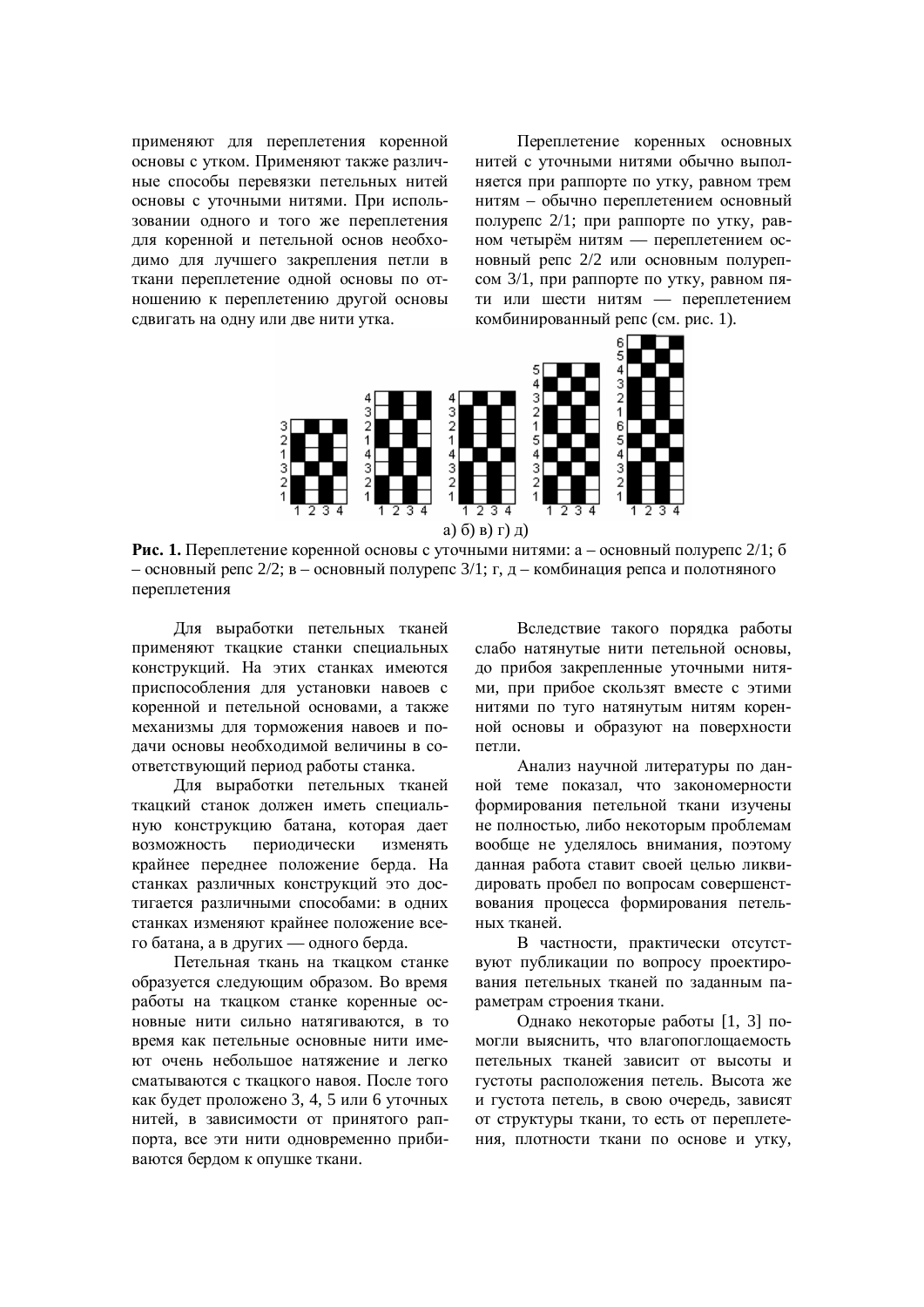применяют для переплетения коренной основы с утком. Применяют также различные способы перевязки петельных нитей основы с уточными нитями. При использовании одного и того же переплетения для коренной и петельной основ необходимо для лучшего закрепления петли в ткани переплетение одной основы по отношению к переплетению другой основы сдвигать на одну или две нити утка.

Переплетение коренных основных нитей с уточными нитями обычно выполняется при раппорте по утку, равном трем нитям – обычно переплетением основный полурепс 2/1; при раппорте по утку, равном четырём нитям — переплетением основный репс 2/2 или основным полурепсом 3/1, при раппорте по утку, равном пяти или шести нитям — переплетением комбинированный репс (см. рис. 1).

а) б) в) г) д)

**Рис. 1.** Переплетение коренной основы с уточными нитями: а – основный полурепс 2/1; б – основный репс 2/2; в – основный полурепс 3/1; г, д – комбинация репса и полотняного переплетения

Для выработки петельных тканей применяют ткацкие станки специальных конструкций. На этих станках имеются приспособления для установки навоев с коренной и петельной основами, а также механизмы для торможения навоев и подачи основы необходимой величины в соответствующий период работы станка.

Для выработки петельных тканей ткацкий станок должен иметь специальную конструкцию батана, которая дает возможность периодически изменять крайнее переднее положение берда. На станках различных конструкций это достигается различными способами: в одних станках изменяют крайнее положение всего батана, а в других — одного берда.

Петельная ткань на ткацком станке образуется следующим образом. Во время работы на ткацком станке коренные основные нити сильно натягиваются, в то время как петельные основные нити имеют очень небольшое натяжение и легко сматываются с ткацкого навоя. После того как будет проложено 3, 4, 5 или 6 уточных нитей, в зависимости от принятого раппорта, все эти нити одновременно прибиваются бердом к опушке ткани.

Вследствие такого порядка работы слабо натянутые нити петельной основы, до прибоя закрепленные уточными нитями, при прибое скользят вместе с этими нитями по туго натянутым нитям коренной основы и образуют на поверхности петли.

Анализ научной литературы по данной теме показал, что закономерности формирования петельной ткани изучены не полностью, либо некоторым проблемам вообще не уделялось внимания, поэтому данная работа ставит своей целью ликвидировать пробел по вопросам совершенствования процесса формирования петельных тканей.

В частности, практически отсутствуют публикации по вопросу проектирования петельных тканей по заданным параметрам строения ткани.

Однако некоторые работы [1, 3] помогли выяснить, что влагопоглощаемость петельных тканей зависит от высоты и густоты расположения петель. Высота же и густота петель, в свою очередь, зависят от структуры ткани, то есть от переплетения, плотности ткани по основе и утку,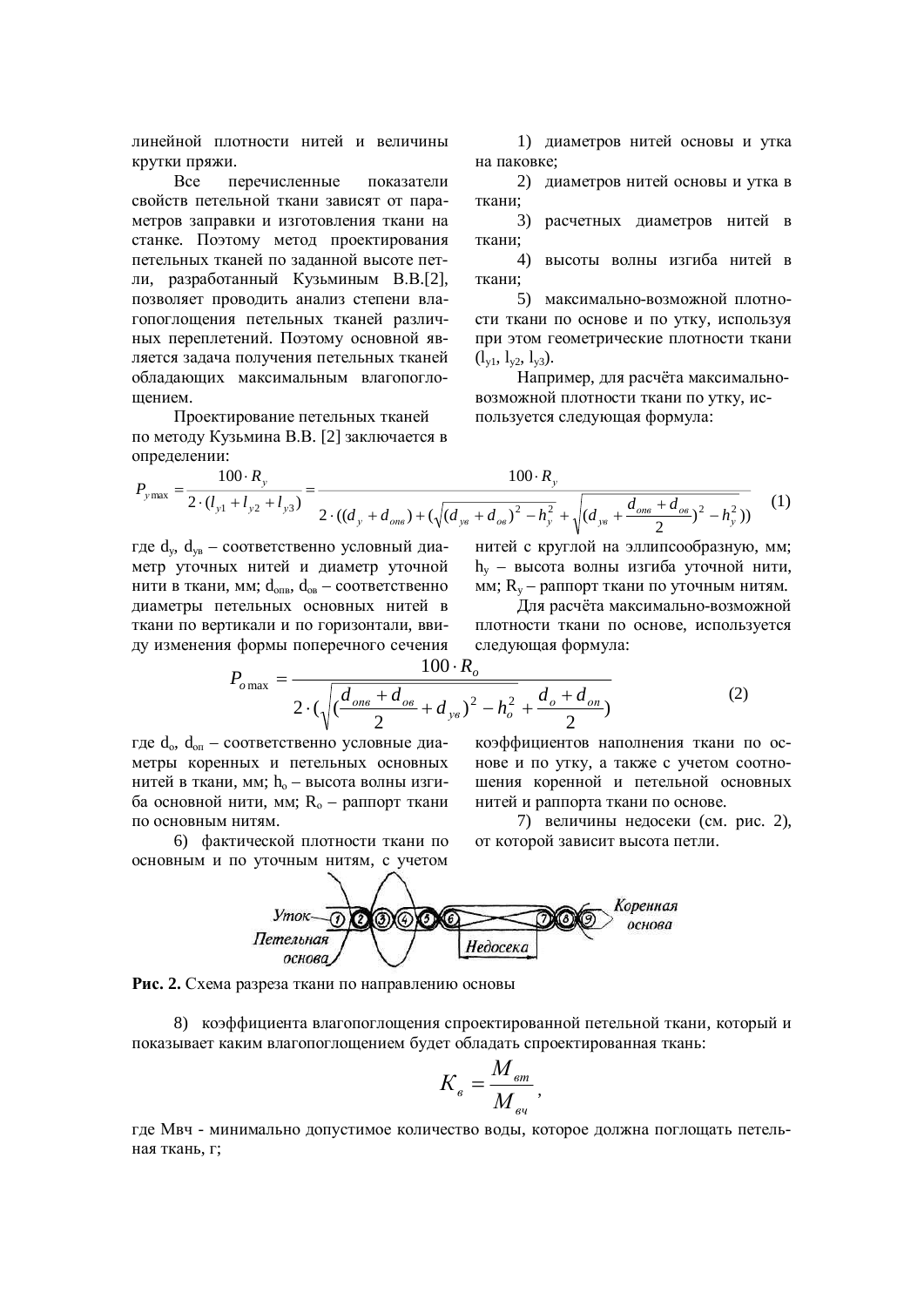линейной плотности нитей и величины крутки пряжи.

Все перечисленные показатели свойств петельной ткани зависят от параметров заправки и изготовления ткани на станке. Поэтому метод проектирования петельных тканей по заданной высоте петли, разработанный Кузьминым В.В.[2], позволяет проводить анализ степени влагопоглощения петельных тканей различных переплетений. Поэтому основной является задача получения петельных тканей обладающих максимальным влагопоглощением.

Проектирование петельных тканей по методу Кузьмина В.В. [2] заключается в определении:

1) диаметров нитей основы и утка на паковке;

2) диаметров нитей основы и утка в ткани;

3) расчетных диаметров нитей в ткани;

4) высоты волны изгиба нитей в ткани;

5) максимально-возможной плотности ткани по основе и по утку, используя при этом геометрические плотности ткани ($l_{y1}$, $l_{y2}$, $l_{y3}$).

Например, для расчёта максимально-возможной плотности ткани по утку, используется следующая формула:

$$P_{y\max} = \frac{100 \cdot R_y}{2 \cdot (l_{y1} + l_{y2} + l_{y3})} = \frac{100 \cdot R_y}{2 \cdot ((d_y + d_{опв}) + (\sqrt{(d_{ув} + d_{ов})^2 - h_y^2} + \sqrt{(d_{ув} + \frac{d_{опв} + d_{ов}}{2})^2 - h_y^2}))} \quad (1)$$

где $d_y$, $d_{ув}$ – соответственно условный диаметр уточных нитей и диаметр уточной нити в ткани, мм; $d_{опв}$, $d_{ов}$ – соответственно диаметры петельных основных нитей в ткани по вертикали и по горизонтали, ввиду изменения формы поперечного сечения нитей с круглой на эллипсообразную, мм; $h_y$ – высота волны изгиба уточной нити, мм; $R_y$ – раппорт ткани по уточным нитям.

Для расчёта максимально-возможной плотности ткани по основе, используется следующая формула:

$$P_{o\max} = \frac{100 \cdot R_o}{2 \cdot (\sqrt{(\frac{d_{опв} + d_{ов}}{2} + d_{ув})^2 - h_o^2} + \frac{d_o + d_{оп}}{2})} \quad (2)$$

где $d_o$, $d_{оп}$ – соответственно условные диаметры коренных и петельных основных нитей в ткани, мм; $h_o$ – высота волны изгиба основной нити, мм; $R_o$ – раппорт ткани по основным нитям.

6) фактической плотности ткани по основным и по уточным нитям, с учетом коэффициентов наполнения ткани по основе и по утку, а также с учетом соотношения коренной и петельной основных нитей и раппорта ткани по основе.

7) величины недосеки (см. рис. 2), от которой зависит высота петли.

**Рис. 2.** Схема разреза ткани по направлению основы

8) коэффициента влагопоглощения спроектированной петельной ткани, который и показывает каким влагопоглощением будет обладать спроектированная ткань:

$$K_в = \frac{M_{вт}}{M_{вч}},$$

где Мвч - минимально допустимое количество воды, которое должна поглощать петельная ткань, г;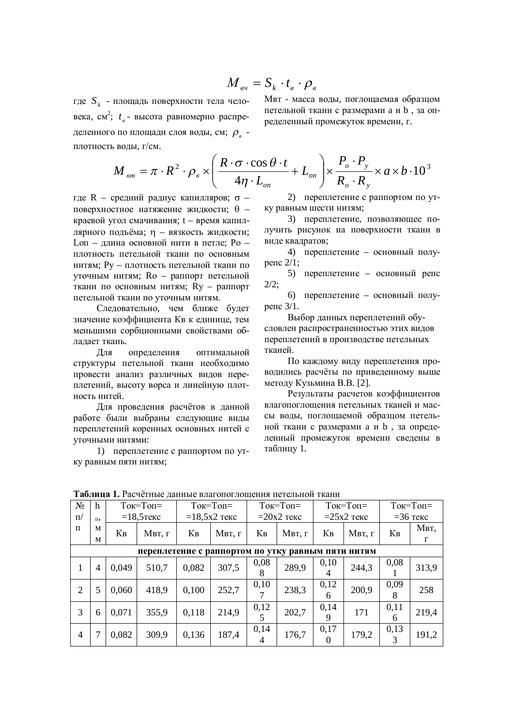$$M_{вч} = S_k \cdot t_в \cdot \rho_в$$

где $S_k$ - площадь поверхности тела человека, см$^2$; $t_в$ - высота равномерно распределенного по площади слоя воды, см; $\rho_в$ - плотность воды, г/см.

Мвт - масса воды, поглощаемая образцом петельной ткани с размерами a и b , за определенный промежуток времени, г.

$$M_{вт} = \pi \cdot R^2 \cdot \rho_в \times \left( \frac{R \cdot \sigma \cdot \cos\theta \cdot t}{4\eta \cdot L_{оп}} + L_{оп} \right) \times \frac{P_o \cdot P_y}{R_o \cdot R_y} \times a \times b \cdot 10^3$$

где R – средний радиус капилляров; σ – поверхностное натяжение жидкости; θ – краевой угол смачивания; t – время капиллярного подъёма; η – вязкость жидкости; Lоп – длина основной нити в петле; Ро – плотность петельной ткани по основным нитям; Ру – плотность петельной ткани по уточным нитям; Ro – раппорт петельной ткани по основным нитям; Ry – раппорт петельной ткани по уточным нитям.

Следовательно, чем ближе будет значение коэффициента Кв к единице, тем меньшими сорбционными свойствами обладает ткань.

Для определения оптимальной структуры петельной ткани необходимо провести анализ различных видов переплетений, высоту ворса и линейную плотность нитей.

Для проведения расчётов в данной работе были выбраны следующие виды переплетений коренных основных нитей с уточными нитями:

1) переплетение с раппортом по утку равным пяти нитям;

2) переплетение с раппортом по утку равным шести нитям;

3) переплетение, позволяющее получить рисунок на поверхности ткани в виде квадратов;

4) переплетение – основный полурепс 2/1;

5) переплетение – основный репс 2/2;

6) переплетение – основный полурепс 3/1.

Выбор данных переплетений обусловлен распространенностью этих видов переплетений в производстве петельных тканей.

По каждому виду переплетения проводились расчёты по приведенному выше методу Кузьмина В.В. [2].

Результаты расчетов коэффициентов влагопоглощения петельных тканей и массы воды, поглощаемой образцом петельной ткани с размерами a и b , за определенный промежуток времени сведены в таблицу 1.

**Таблица 1.** Расчётные данные влагопоглощения петельной ткани

| № п/п | h п, мм | Ток=Топ= =18,5текс | | Ток=Топ= =18,5х2 текс | | Ток=Топ= =20х2 текс | | Ток=Топ= =25х2 текс | | Ток=Топ= =36 текс | |
|---|---|---|---|---|---|---|---|---|---|---|---|
| | | Кв | Мвт, г | Кв | Мвт, г | Кв | Мвт, г | Кв | Мвт, г | Кв | Мвт, г |
| **переплетение с раппортом по утку равным пяти нитям** | | | | | | | | | | | |
| 1 | 4 | 0,049 | 510,7 | 0,082 | 307,5 | 0,088 | 289,9 | 0,104 | 244,3 | 0,081 | 313,9 |
| 2 | 5 | 0,060 | 418,9 | 0,100 | 252,7 | 0,107 | 238,3 | 0,126 | 200,9 | 0,098 | 258 |
| 3 | 6 | 0,071 | 355,9 | 0,118 | 214,9 | 0,125 | 202,7 | 0,149 | 171 | 0,116 | 219,4 |
| 4 | 7 | 0,082 | 309,9 | 0,136 | 187,4 | 0,144 | 176,7 | 0,170 | 179,2 | 0,133 | 191,2 |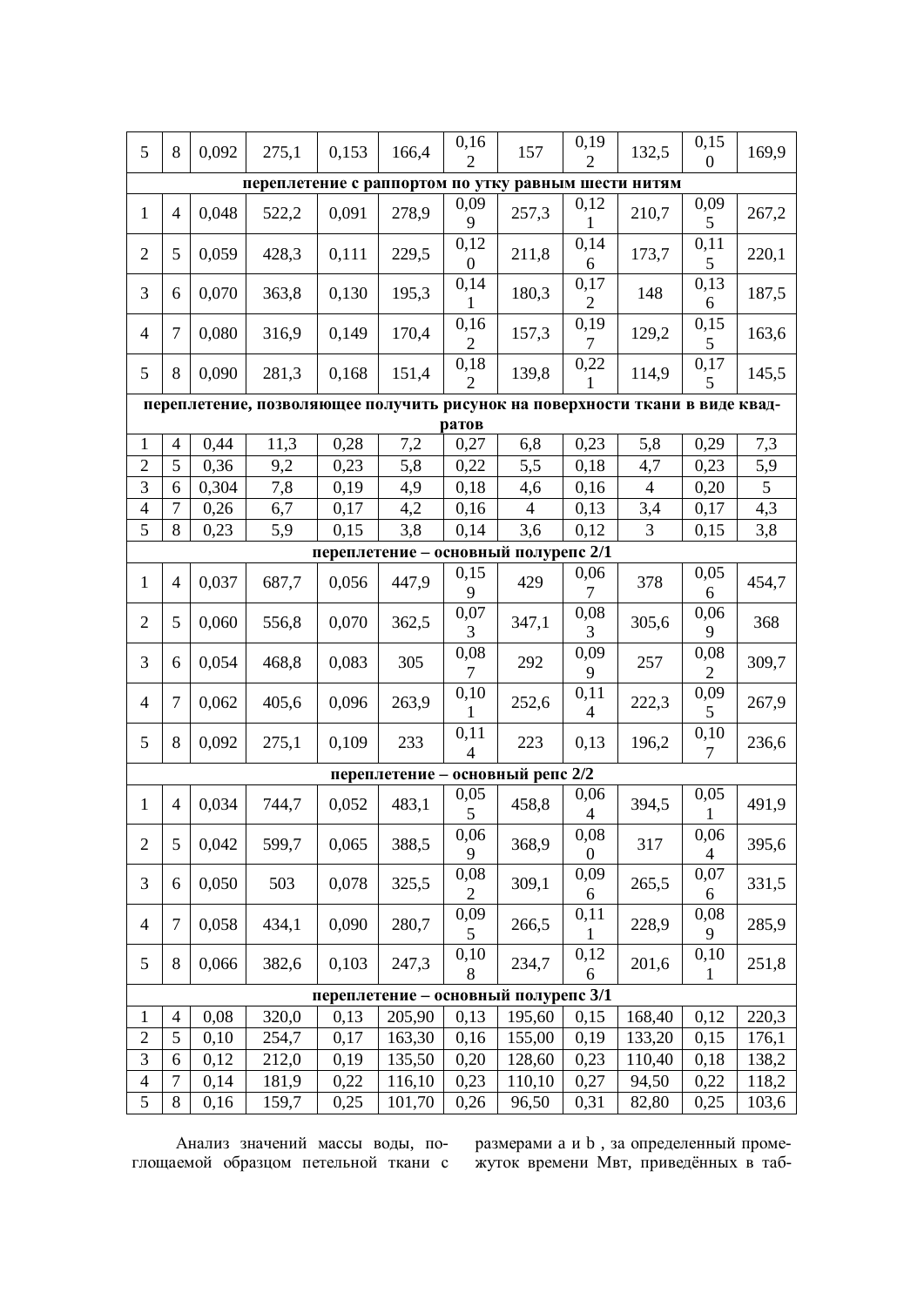| | | | | | | | | | | | |
|---|---|---|---|---|---|---|---|---|---|---|---|
| 5 | 8 | 0,092 | 275,1 | 0,153 | 166,4 | 0,162 | 157 | 0,192 | 132,5 | 0,150 | 169,9 |
| **переплетение с раппортом по утку равным шести нитям** | | | | | | | | | | | |
| 1 | 4 | 0,048 | 522,2 | 0,091 | 278,9 | 0,099 | 257,3 | 0,121 | 210,7 | 0,095 | 267,2 |
| 2 | 5 | 0,059 | 428,3 | 0,111 | 229,5 | 0,120 | 211,8 | 0,146 | 173,7 | 0,115 | 220,1 |
| 3 | 6 | 0,070 | 363,8 | 0,130 | 195,3 | 0,141 | 180,3 | 0,172 | 148 | 0,136 | 187,5 |
| 4 | 7 | 0,080 | 316,9 | 0,149 | 170,4 | 0,162 | 157,3 | 0,197 | 129,2 | 0,155 | 163,6 |
| 5 | 8 | 0,090 | 281,3 | 0,168 | 151,4 | 0,182 | 139,8 | 0,221 | 114,9 | 0,175 | 145,5 |
| **переплетение, позволяющее получить рисунок на поверхности ткани в виде квадратов** | | | | | | | | | | | |
| 1 | 4 | 0,44 | 11,3 | 0,28 | 7,2 | 0,27 | 6,8 | 0,23 | 5,8 | 0,29 | 7,3 |
| 2 | 5 | 0,36 | 9,2 | 0,23 | 5,8 | 0,22 | 5,5 | 0,18 | 4,7 | 0,23 | 5,9 |
| 3 | 6 | 0,304 | 7,8 | 0,19 | 4,9 | 0,18 | 4,6 | 0,16 | 4 | 0,20 | 5 |
| 4 | 7 | 0,26 | 6,7 | 0,17 | 4,2 | 0,16 | 4 | 0,13 | 3,4 | 0,17 | 4,3 |
| 5 | 8 | 0,23 | 5,9 | 0,15 | 3,8 | 0,14 | 3,6 | 0,12 | 3 | 0,15 | 3,8 |
| **переплетение – основный полурепс 2/1** | | | | | | | | | | | |
| 1 | 4 | 0,037 | 687,7 | 0,056 | 447,9 | 0,159 | 429 | 0,067 | 378 | 0,056 | 454,7 |
| 2 | 5 | 0,060 | 556,8 | 0,070 | 362,5 | 0,073 | 347,1 | 0,083 | 305,6 | 0,069 | 368 |
| 3 | 6 | 0,054 | 468,8 | 0,083 | 305 | 0,087 | 292 | 0,099 | 257 | 0,082 | 309,7 |
| 4 | 7 | 0,062 | 405,6 | 0,096 | 263,9 | 0,101 | 252,6 | 0,114 | 222,3 | 0,095 | 267,9 |
| 5 | 8 | 0,092 | 275,1 | 0,109 | 233 | 0,114 | 223 | 0,13 | 196,2 | 0,107 | 236,6 |
| **переплетение – основный репс 2/2** | | | | | | | | | | | |
| 1 | 4 | 0,034 | 744,7 | 0,052 | 483,1 | 0,055 | 458,8 | 0,064 | 394,5 | 0,051 | 491,9 |
| 2 | 5 | 0,042 | 599,7 | 0,065 | 388,5 | 0,069 | 368,9 | 0,080 | 317 | 0,064 | 395,6 |
| 3 | 6 | 0,050 | 503 | 0,078 | 325,5 | 0,082 | 309,1 | 0,096 | 265,5 | 0,076 | 331,5 |
| 4 | 7 | 0,058 | 434,1 | 0,090 | 280,7 | 0,095 | 266,5 | 0,111 | 228,9 | 0,089 | 285,9 |
| 5 | 8 | 0,066 | 382,6 | 0,103 | 247,3 | 0,108 | 234,7 | 0,126 | 201,6 | 0,101 | 251,8 |
| **переплетение – основный полурепс 3/1** | | | | | | | | | | | |
| 1 | 4 | 0,08 | 320,0 | 0,13 | 205,90 | 0,13 | 195,60 | 0,15 | 168,40 | 0,12 | 220,3 |
| 2 | 5 | 0,10 | 254,7 | 0,17 | 163,30 | 0,16 | 155,00 | 0,19 | 133,20 | 0,15 | 176,1 |
| 3 | 6 | 0,12 | 212,0 | 0,19 | 135,50 | 0,20 | 128,60 | 0,23 | 110,40 | 0,18 | 138,2 |
| 4 | 7 | 0,14 | 181,9 | 0,22 | 116,10 | 0,23 | 110,10 | 0,27 | 94,50 | 0,22 | 118,2 |
| 5 | 8 | 0,16 | 159,7 | 0,25 | 101,70 | 0,26 | 96,50 | 0,31 | 82,80 | 0,25 | 103,6 |

Анализ значений массы воды, поглощаемой образцом петельной ткани с размерами a и b , за определенный промежуток времени Мвт, приведённых в таб-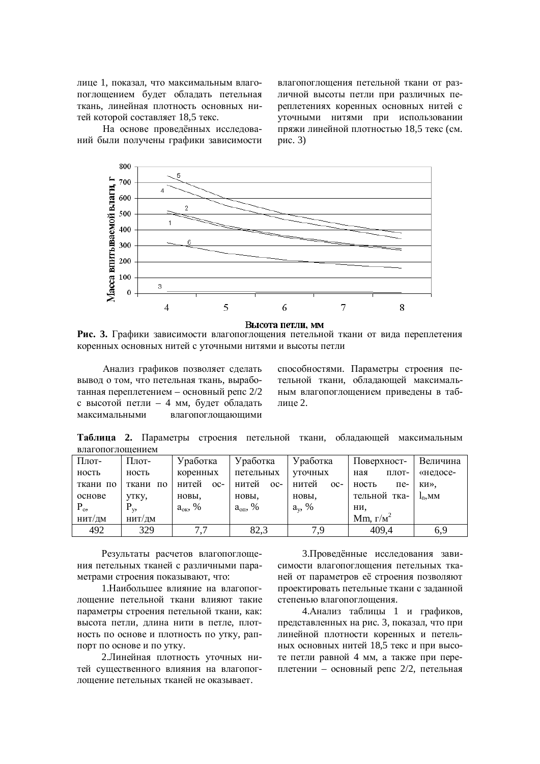лице 1, показал, что максимальным влагопоглощением будет обладать петельная ткань, линейная плотность основных нитей которой составляет 18,5 текс.

На основе проведённых исследований были получены графики зависимости влагопоглощения петельной ткани от различной высоты петли при различных переплетениях коренных основных нитей с уточными нитями при использовании пряжи линейной плотностью 18,5 текс (см. рис. 3)

**Рис. 3.** Графики зависимости влагопоглощения петельной ткани от вида переплетения коренных основных нитей с уточными нитями и высоты петли

Анализ графиков позволяет сделать вывод о том, что петельная ткань, выработанная переплетением – основный репс 2/2 с высотой петли – 4 мм, будет обладать максимальными влагопоглощающими способностями. Параметры строения петельной ткани, обладающей максимальным влагопоглощением приведены в таблице 2.

**Таблица 2.** Параметры строения петельной ткани, обладающей максимальным влагопоглощением

| Плотность ткани по основе $P_о$, нит/дм | Плотность ткани по утку, $P_у$, нит/дм | Уработка коренных нитей основы, $a_{ок}$, % | Уработка петельных нитей основы, $a_{оп}$, % | Уработка уточных нитей основы, $a_у$, % | Поверхностная плотность петельной ткани, Mm, г/м$^2$ | Величина «недосечки», $l_п$, мм |
|---|---|---|---|---|---|---|
| 492 | 329 | 7,7 | 82,3 | 7,9 | 409,4 | 6,9 |

Результаты расчетов влагопоглощения петельных тканей с различными параметрами строения показывают, что:

1.Наибольшее влияние на влагопоглощение петельной ткани влияют такие параметры строения петельной ткани, как: высота петли, длина нити в петле, плотность по основе и плотность по утку, раппорт по основе и по утку.

2.Линейная плотность уточных нитей существенного влияния на влагопоглощение петельных тканей не оказывает.

3.Проведённые исследования зависимости влагопоглощения петельных тканей от параметров её строения позволяют проектировать петельные ткани с заданной степенью влагопоглощения.

4.Анализ таблицы 1 и графиков, представленных на рис. 3, показал, что при линейной плотности коренных и петельных основных нитей 18,5 текс и при высоте петли равной 4 мм, а также при переплетении – основный репс 2/2, петельная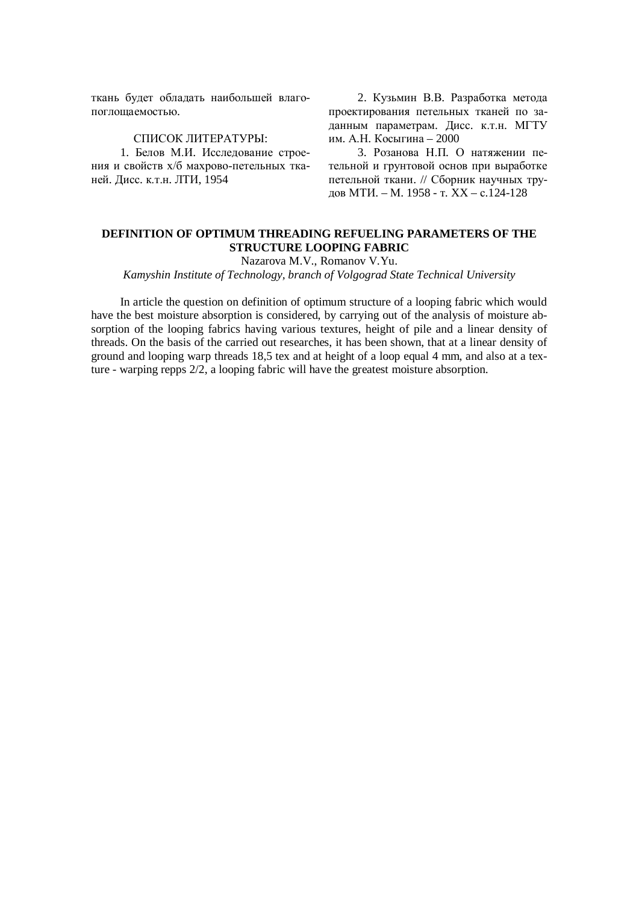ткань будет обладать наибольшей влагопоглощаемостью.

СПИСОК ЛИТЕРАТУРЫ:

1. Белов М.И. Исследование строения и свойств х/б махрово-петельных тканей. Дисс. к.т.н. ЛТИ, 1954

2. Кузьмин В.В. Разработка метода проектирования петельных тканей по заданным параметрам. Дисс. к.т.н. МГТУ им. А.Н. Косыгина – 2000

3. Розанова Н.П. О натяжении петельной и грунтовой основ при выработке петельной ткани. // Сборник научных трудов МТИ. – М. 1958 - т. XX – с.124-128

**DEFINITION OF OPTIMUM THREADING REFUELING PARAMETERS OF THE STRUCTURE LOOPING FABRIC**

Nazarova M.V., Romanov V.Yu.

*Kamyshin Institute of Technology, branch of Volgograd State Technical University*

In article the question on definition of optimum structure of a looping fabric which would have the best moisture absorption is considered, by carrying out of the analysis of moisture absorption of the looping fabrics having various textures, height of pile and a linear density of threads. On the basis of the carried out researches, it has been shown, that at a linear density of ground and looping warp threads 18,5 tex and at height of a loop equal 4 mm, and also at a texture - warping repps 2/2, a looping fabric will have the greatest moisture absorption.